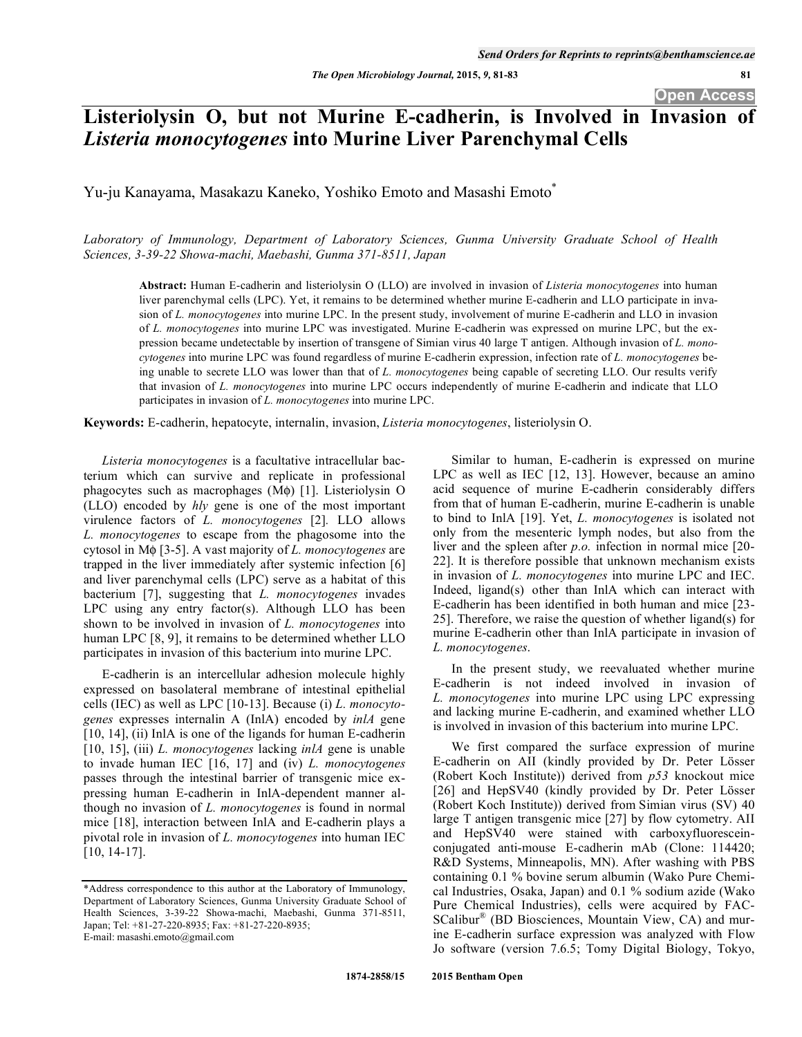# Listeriolysin O, but not Murine E-cadherin, is Involved in Invasion of *Listeria monocytogenes* into Murine Liver Parenchymal Cells

Yu-ju Kanayama, Masakazu Kaneko, Yoshiko Emoto and Masashi Emoto*

*Laboratory of Immunology, Department of Laboratory Sciences, Gunma University Graduate School of Health Sciences, 3-39-22 Showa-machi, Maebashi, Gunma 371-8511, Japan*

**Abstract:** Human E-cadherin and listeriolysin O (LLO) are involved in invasion of *Listeria monocytogenes* into human liver parenchymal cells (LPC). Yet, it remains to be determined whether murine E-cadherin and LLO participate in invasion of *L. monocytogenes* into murine LPC. In the present study, involvement of murine E-cadherin and LLO in invasion of *L. monocytogenes* into murine LPC was investigated. Murine E-cadherin was expressed on murine LPC, but the expression became undetectable by insertion of transgene of Simian virus 40 large T antigen. Although invasion of *L. monocytogenes* into murine LPC was found regardless of murine E-cadherin expression, infection rate of *L. monocytogenes* being unable to secrete LLO was lower than that of *L. monocytogenes* being capable of secreting LLO. Our results verify that invasion of *L. monocytogenes* into murine LPC occurs independently of murine E-cadherin and indicate that LLO participates in invasion of *L. monocytogenes* into murine LPC.

**Keywords:** E-cadherin, hepatocyte, internalin, invasion, *Listeria monocytogenes*, listeriolysin O.

*Listeria monocytogenes* is a facultative intracellular bacterium which can survive and replicate in professional phagocytes such as macrophages (Mϕ) [1]. Listeriolysin O (LLO) encoded by *hly* gene is one of the most important virulence factors of *L. monocytogenes* [2]. LLO allows *L. monocytogenes* to escape from the phagosome into the cytosol in Mϕ [3-5]. A vast majority of *L. monocytogenes* are trapped in the liver immediately after systemic infection [6] and liver parenchymal cells (LPC) serve as a habitat of this bacterium [7], suggesting that *L. monocytogenes* invades LPC using any entry factor(s). Although LLO has been shown to be involved in invasion of *L. monocytogenes* into human LPC [8, 9], it remains to be determined whether LLO participates in invasion of this bacterium into murine LPC.

E-cadherin is an intercellular adhesion molecule highly expressed on basolateral membrane of intestinal epithelial cells (IEC) as well as LPC [10-13]. Because (i) *L. monocytogenes* expresses internalin A (InlA) encoded by *inlA* gene [10, 14], (ii) InlA is one of the ligands for human E-cadherin [10, 15], (iii) *L. monocytogenes* lacking *inlA* gene is unable to invade human IEC [16, 17] and (iv) *L. monocytogenes* passes through the intestinal barrier of transgenic mice expressing human E-cadherin in InlA-dependent manner although no invasion of *L. monocytogenes* is found in normal mice [18], interaction between InlA and E-cadherin plays a pivotal role in invasion of *L. monocytogenes* into human IEC [10, 14-17].

Similar to human, E-cadherin is expressed on murine LPC as well as IEC [12, 13]. However, because an amino acid sequence of murine E-cadherin considerably differs from that of human E-cadherin, murine E-cadherin is unable to bind to InlA [19]. Yet, *L. monocytogenes* is isolated not only from the mesenteric lymph nodes, but also from the liver and the spleen after *p.o.* infection in normal mice [20-22]. It is therefore possible that unknown mechanism exists in invasion of *L. monocytogenes* into murine LPC and IEC. Indeed, ligand(s) other than InlA which can interact with E-cadherin has been identified in both human and mice [23-25]. Therefore, we raise the question of whether ligand(s) for murine E-cadherin other than InlA participate in invasion of *L. monocytogenes*.

In the present study, we reevaluated whether murine E-cadherin is not indeed involved in invasion of *L. monocytogenes* into murine LPC using LPC expressing and lacking murine E-cadherin, and examined whether LLO is involved in invasion of this bacterium into murine LPC.

We first compared the surface expression of murine E-cadherin on AII (kindly provided by Dr. Peter Lösser (Robert Koch Institute)) derived from *p53* knockout mice [26] and HepSV40 (kindly provided by Dr. Peter Lösser (Robert Koch Institute)) derived from Simian virus (SV) 40 large T antigen transgenic mice [27] by flow cytometry. AII and HepSV40 were stained with carboxyfluorescein-conjugated anti-mouse E-cadherin mAb (Clone: 114420; R&D Systems, Minneapolis, MN). After washing with PBS containing 0.1 % bovine serum albumin (Wako Pure Chemical Industries, Osaka, Japan) and 0.1 % sodium azide (Wako Pure Chemical Industries), cells were acquired by FACSCalibur® (BD Biosciences, Mountain View, CA) and murine E-cadherin surface expression was analyzed with Flow Jo software (version 7.6.5; Tomy Digital Biology, Tokyo,

*Address correspondence to this author at the Laboratory of Immunology, Department of Laboratory Sciences, Gunma University Graduate School of Health Sciences, 3-39-22 Showa-machi, Maebashi, Gunma 371-8511, Japan; Tel: +81-27-220-8935; Fax: +81-27-220-8935; E-mail: masashi.emoto@gmail.com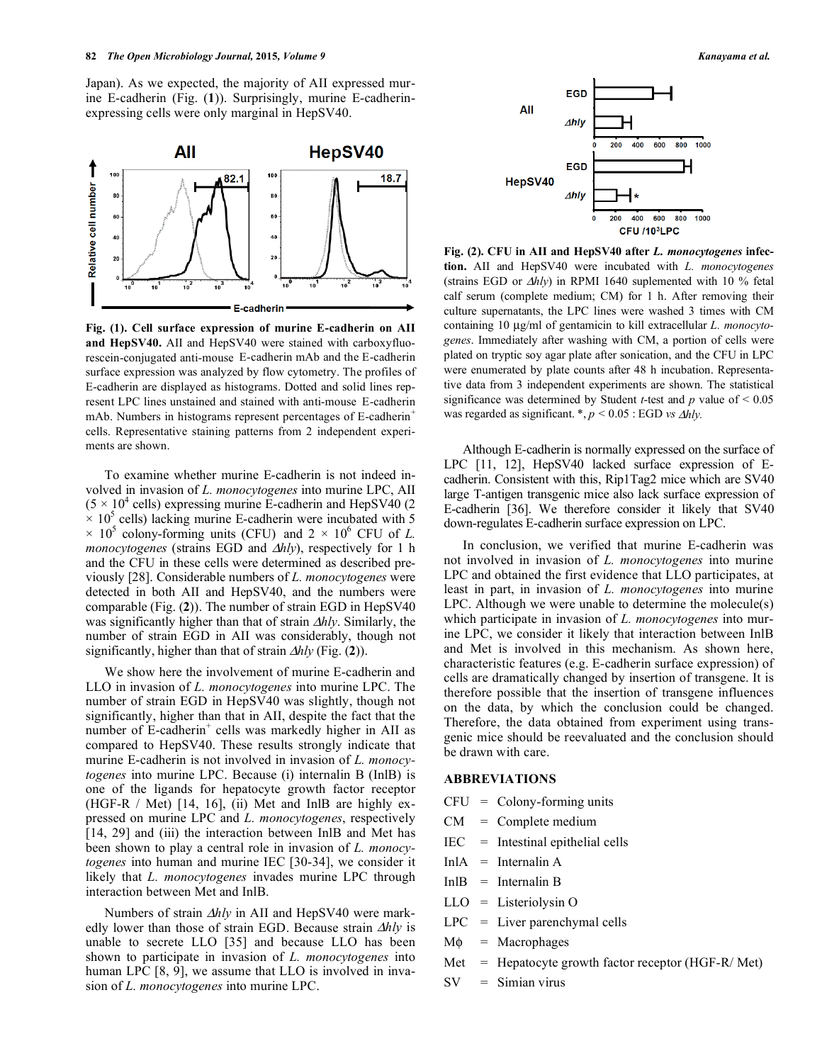Japan). As we expected, the majority of AII expressed murine E-cadherin (Fig. (**1**)). Surprisingly, murine E-cadherin-expressing cells were only marginal in HepSV40.

**Fig. (1). Cell surface expression of murine E-cadherin on AII and HepSV40.** AII and HepSV40 were stained with carboxyfluorescein-conjugated anti-mouse E-cadherin mAb and the E-cadherin surface expression was analyzed by flow cytometry. The profiles of E-cadherin are displayed as histograms. Dotted and solid lines represent LPC lines unstained and stained with anti-mouse E-cadherin mAb. Numbers in histograms represent percentages of E-cadherin$^+$ cells. Representative staining patterns from 2 independent experiments are shown.

To examine whether murine E-cadherin is not indeed involved in invasion of *L. monocytogenes* into murine LPC, AII ($5 \times 10^4$ cells) expressing murine E-cadherin and HepSV40 ($2 \times 10^5$ cells) lacking murine E-cadherin were incubated with $5 \times 10^5$ colony-forming units (CFU) and $2 \times 10^6$ CFU of *L. monocytogenes* (strains EGD and *Δhly*), respectively for 1 h and the CFU in these cells were determined as described previously [28]. Considerable numbers of *L. monocytogenes* were detected in both AII and HepSV40, and the numbers were comparable (Fig. (**2**)). The number of strain EGD in HepSV40 was significantly higher than that of strain *Δhly*. Similarly, the number of strain EGD in AII was considerably, though not significantly, higher than that of strain *Δhly* (Fig. (**2**)).

We show here the involvement of murine E-cadherin and LLO in invasion of *L. monocytogenes* into murine LPC. The number of strain EGD in HepSV40 was slightly, though not significantly, higher than that in AII, despite the fact that the number of E-cadherin$^+$ cells was markedly higher in AII as compared to HepSV40. These results strongly indicate that murine E-cadherin is not involved in invasion of *L. monocytogenes* into murine LPC. Because (i) internalin B (InlB) is one of the ligands for hepatocyte growth factor receptor (HGF-R / Met) [14, 16], (ii) Met and InlB are highly expressed on murine LPC and *L. monocytogenes*, respectively [14, 29] and (iii) the interaction between InlB and Met has been shown to play a central role in invasion of *L. monocytogenes* into human and murine IEC [30-34], we consider it likely that *L. monocytogenes* invades murine LPC through interaction between Met and InlB.

Numbers of strain *Δhly* in AII and HepSV40 were markedly lower than those of strain EGD. Because strain *Δhly* is unable to secrete LLO [35] and because LLO has been shown to participate in invasion of *L. monocytogenes* into human LPC [8, 9], we assume that LLO is involved in invasion of *L. monocytogenes* into murine LPC.

**Fig. (2). CFU in AII and HepSV40 after *L. monocytogenes* infection.** AII and HepSV40 were incubated with *L. monocytogenes* (strains EGD or *Δhly*) in RPMI 1640 suplemented with 10 % fetal calf serum (complete medium; CM) for 1 h. After removing their culture supernatants, the LPC lines were washed 3 times with CM containing 10 μg/ml of gentamicin to kill extracellular *L. monocytogenes*. Immediately after washing with CM, a portion of cells were plated on tryptic soy agar plate after sonication, and the CFU in LPC were enumerated by plate counts after 48 h incubation. Representative data from 3 independent experiments are shown. The statistical significance was determined by Student *t*-test and *p* value of < 0.05 was regarded as significant. *, $p < 0.05$ : EGD *vs Δhly*.

Although E-cadherin is normally expressed on the surface of LPC [11, 12], HepSV40 lacked surface expression of E-cadherin. Consistent with this, Rip1Tag2 mice which are SV40 large T-antigen transgenic mice also lack surface expression of E-cadherin [36]. We therefore consider it likely that SV40 down-regulates E-cadherin surface expression on LPC.

In conclusion, we verified that murine E-cadherin was not involved in invasion of *L. monocytogenes* into murine LPC and obtained the first evidence that LLO participates, at least in part, in invasion of *L. monocytogenes* into murine LPC. Although we were unable to determine the molecule(s) which participate in invasion of *L. monocytogenes* into murine LPC, we consider it likely that interaction between InlB and Met is involved in this mechanism. As shown here, characteristic features (e.g. E-cadherin surface expression) of cells are dramatically changed by insertion of transgene. It is therefore possible that the insertion of transgene influences on the data, by which the conclusion could be changed. Therefore, the data obtained from experiment using transgenic mice should be reevaluated and the conclusion should be drawn with care.

## ABBREVIATIONS

| | | |
|---|---|---|
| CFU | = | Colony-forming units |
| CM | = | Complete medium |
| IEC | = | Intestinal epithelial cells |
| InlA | = | Internalin A |
| InlB | = | Internalin B |
| LLO | = | Listeriolysin O |
| LPC | = | Liver parenchymal cells |
| Mϕ | = | Macrophages |
| Met | = | Hepatocyte growth factor receptor (HGF-R/ Met) |
| SV | = | Simian virus |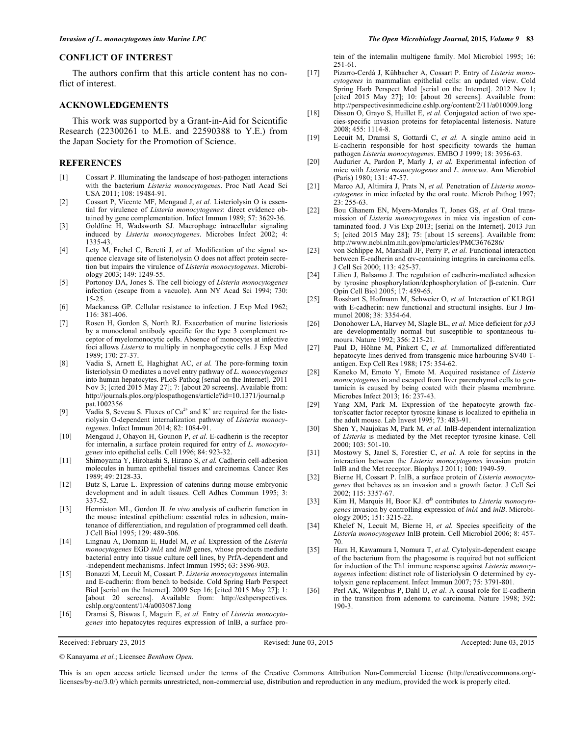## CONFLICT OF INTEREST

The authors confirm that this article content has no conflict of interest.

## ACKNOWLEDGEMENTS

This work was supported by a Grant-in-Aid for Scientific Research (22300261 to M.E. and 22590388 to Y.E.) from the Japan Society for the Promotion of Science.

## REFERENCES

[1] Cossart P. Illuminating the landscape of host-pathogen interactions with the bacterium *Listeria monocytogenes*. Proc Natl Acad Sci USA 2011; 108: 19484-91.

[2] Cossart P, Vicente MF, Mengaud J, *et al.* Listeriolysin O is essential for virulence of *Listeria monocytogenes*: direct evidence obtained by gene complementation. Infect Immun 1989; 57: 3629-36.

[3] Goldfine H, Wadsworth SJ. Macrophage intracellular signaling induced by *Listeria monocytogenes*. Microbes Infect 2002; 4: 1335-43.

[4] Lety M, Frehel C, Beretti J, *et al.* Modification of the signal sequence cleavage site of listeriolysin O does not affect protein secretion but impairs the virulence of *Listeria monocytogenes*. Microbiology 2003; 149: 1249-55.

[5] Portonoy DA, Jones S. The cell biology of *Listeria monocytogenes* infection (escape from a vacuole). Ann NY Acad Sci 1994; 730: 15-25.

[6] Mackaness GP. Cellular resistance to infection. J Exp Med 1962; 116: 381-406.

[7] Rosen H, Gordon S, North RJ. Exacerbation of murine listeriosis by a monoclonal antibody specific for the type 3 complement receptor of myelomonocytic cells. Absence of monocytes at infective foci allows *Listeria* to multiply in nonphagocytic cells. J Exp Med 1989; 170: 27-37.

[8] Vadia S, Arnett E, Haghighat AC, *et al.* The pore-forming toxin listeriolysin O mediates a novel entry pathway of *L. monocytogenes* into human hepatocytes. PLoS Pathog [serial on the Internet]. 2011 Nov 3; [cited 2015 May 27]; 7: [about 20 screens]. Available from: http://journals.plos.org/plospathogens/article?id=10.1371/journal.ppat.1002356

[9] Vadia S, Seveau S. Fluxes of $Ca^{2+}$ and $K^{+}$ are required for the listeriolysin O-dependent internalization pathway of *Listeria monocytogenes*. Infect Immun 2014; 82: 1084-91.

[10] Mengaud J, Ohayon H, Gounon P, *et al.* E-cadherin is the receptor for internalin, a surface protein required for entry of *L. monocytogenes* into epithelial cells. Cell 1996; 84: 923-32.

[11] Shimoyama Y, Hirohashi S, Hirano S, *et al.* Cadherin cell-adhesion molecules in human epithelial tissues and carcinomas. Cancer Res 1989; 49: 2128-33.

[12] Butz S, Larue L. Expression of catenins during mouse embryonic development and in adult tissues. Cell Adhes Commun 1995; 3: 337-52.

[13] Hermiston ML, Gordon JI. *In vivo* analysis of cadherin function in the mouse intestinal epithelium: essential roles in adhesion, maintenance of differentiation, and regulation of programmed cell death. J Cell Biol 1995; 129: 489-506.

[14] Lingnau A, Domann E, Hudel M, *et al.* Expression of the *Listeria monocytogenes* EGD *inlA* and *inlB* genes, whose products mediate bacterial entry into tissue culture cell lines, by PrfA-dependent and -independent mechanisms. Infect Immun 1995; 63: 3896-903.

[15] Bonazzi M, Lecuit M, Cossart P. *Listeria monocytogenes* internalin and E-cadherin: from bench to bedside. Cold Spring Harb Perspect Biol [serial on the Internet]. 2009 Sep 16; [cited 2015 May 27]; 1: [about 20 screens]. Available from: http://cshperspectives.cshlp.org/content/1/4/a003087.long

[16] Dramsi S, Biswas I, Maguin E, *et al.* Entry of *Listeria monocytogenes* into hepatocytes requires expression of InlB, a surface protein of the internalin multigene family. Mol Microbiol 1995; 16: 251-61.

[17] Pizarro-Cerdá J, Kühbacher A, Cossart P. Entry of *Listeria monocytogenes* in mammalian epithelial cells: an updated view. Cold Spring Harb Perspect Med [serial on the Internet]. 2012 Nov 1; [cited 2015 May 27]; 10: [about 20 screens]. Available from: http://perspectivesinmedicine.cshlp.org/content/2/11/a010009.long

[18] Disson O, Grayo S, Huillet E, *et al.* Conjugated action of two species-specific invasion proteins for fetoplacental listeriosis. Nature 2008; 455: 1114-8.

[19] Lecuit M, Dramsi S, Gottardi C, *et al.* A single amino acid in E-cadherin responsible for host specificity towards the human pathogen *Listeria monocytogenes*. EMBO J 1999; 18: 3956-63.

[20] Audurier A, Pardon P, Marly J, *et al.* Experimental infection of mice with *Listeria monocytogenes* and *L. innocua*. Ann Microbiol (Paris) 1980; 131: 47-57.

[21] Marco AJ, Altimira J, Prats N, *et al.* Penetration of *Listeria monocytogenes* in mice infected by the oral route. Microb Pathog 1997; 23: 255-63.

[22] Bou Ghanem EN, Myers-Morales T, Jones GS, *et al.* Oral transmission of *Listeria monocytogenes* in mice via ingestion of contaminated food. J Vis Exp 2013; [serial on the Internet]. 2013 Jun 5; [cited 2015 May 28]; 75: [about 15 screens]. Available from: http://www.ncbi.nlm.nih.gov/pmc/articles/PMC3676286/

[23] von Schlippe M, Marshall JF, Perry P, *et al.* Functional interaction between E-cadherin and $\alpha$v-containing integrins in carcinoma cells. J Cell Sci 2000; 113: 425-37.

[24] Lilien J, Balsamo J. The regulation of cadherin-mediated adhesion by tyrosine phosphorylation/dephosphorylation of $\beta$-catenin. Curr Opin Cell Biol 2005; 17: 459-65.

[25] Rosshart S, Hofmann M, Schweier O, *et al.* Interaction of KLRG1 with E-cadherin: new functional and structural insights. Eur J Immunol 2008; 38: 3354-64.

[26] Donohower LA, Harvey M, Slagle BL, *et al.* Mice deficient for *p53* are developmentally normal but susceptible to spontaneous tumours. Nature 1992; 356: 215-21.

[27] Paul D, Höhne M, Pinkert C, *et al.* Immortalized differentiated hepatocyte lines derived from transgenic mice harbouring SV40 T-antigen. Exp Cell Res 1988; 175: 354-62.

[28] Kaneko M, Emoto Y, Emoto M. Acquired resistance of *Listeria monocytogenes* in and escaped from liver parenchymal cells to gentamicin is caused by being coated with their plasma membrane. Microbes Infect 2013; 16: 237-43.

[29] Yang XM, Park M. Expression of the hepatocyte growth factor/scatter factor receptor tyrosine kinase is localized to epithelia in the adult mouse. Lab Invest 1995; 73: 483-91.

[30] Shen Y, Naujokas M, Park M, *et al.* InlB-dependent internalization of *Listeria* is mediated by the Met receptor tyrosine kinase. Cell 2000; 103: 501-10.

[31] Mostowy S, Janel S, Forestier C, *et al.* A role for septins in the interaction between the *Listeria monocytogenes* invasion protein InlB and the Met receptor. Biophys J 2011; 100: 1949-59.

[32] Bierne H, Cossart P. InlB, a surface protein of *Listeria monocytogenes* that behaves as an invasion and a growth factor. J Cell Sci 2002; 115: 3357-67.

[33] Kim H, Marquis H, Boor KJ. $\sigma^B$ contributes to *Listeria monocytogenes* invasion by controlling expression of *inlA* and *inlB*. Microbiology 2005; 151: 3215-22.

[34] Khelef N, Lecuit M, Bierne H, *et al.* Species specificity of the *Listeria monocytogenes* InlB protein. Cell Microbiol 2006; 8: 457-70.

[35] Hara H, Kawamura I, Nomura T, *et al.* Cytolysin-dependent escape of the bacterium from the phagosome is required but not sufficient for induction of the Th1 immune response against *Listeria monocytogenes* infection: distinct role of listeriolysin O determined by cytolysin gene replacement. Infect Immun 2007; 75: 3791-801.

[36] Perl AK, Wilgenbus P, Dahl U, *et al.* A causal role for E-cadherin in the transition from adenoma to carcinoma. Nature 1998; 392: 190-3.

Received: February 23, 2015 Revised: June 03, 2015 Accepted: June 03, 2015

© Kanayama *et al.*; Licensee *Bentham Open.*

This is an open access article licensed under the terms of the Creative Commons Attribution Non-Commercial License (http://creativecommons.org/-licenses/by-nc/3.0/) which permits unrestricted, non-commercial use, distribution and reproduction in any medium, provided the work is properly cited.